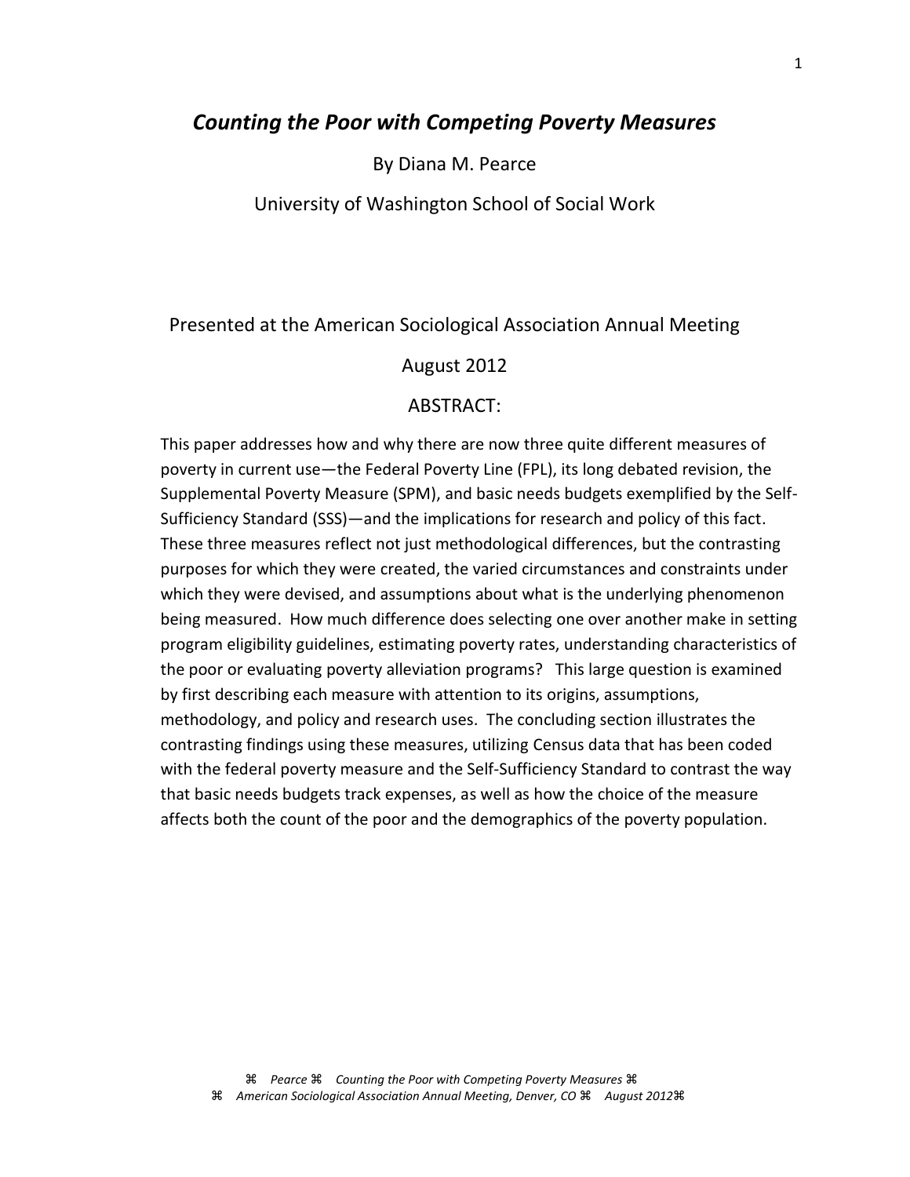# *Counting the Poor with Competing Poverty Measures*

By Diana M. Pearce

University of Washington School of Social Work

Presented at the American Sociological Association Annual Meeting

August 2012

ABSTRACT:

This paper addresses how and why there are now three quite different measures of poverty in current use—the Federal Poverty Line (FPL), its long debated revision, the Supplemental Poverty Measure (SPM), and basic needs budgets exemplified by the Self-Sufficiency Standard (SSS)—and the implications for research and policy of this fact. These three measures reflect not just methodological differences, but the contrasting purposes for which they were created, the varied circumstances and constraints under which they were devised, and assumptions about what is the underlying phenomenon being measured. How much difference does selecting one over another make in setting program eligibility guidelines, estimating poverty rates, understanding characteristics of the poor or evaluating poverty alleviation programs? This large question is examined by first describing each measure with attention to its origins, assumptions, methodology, and policy and research uses. The concluding section illustrates the contrasting findings using these measures, utilizing Census data that has been coded with the federal poverty measure and the Self-Sufficiency Standard to contrast the way that basic needs budgets track expenses, as well as how the choice of the measure affects both the count of the poor and the demographics of the poverty population.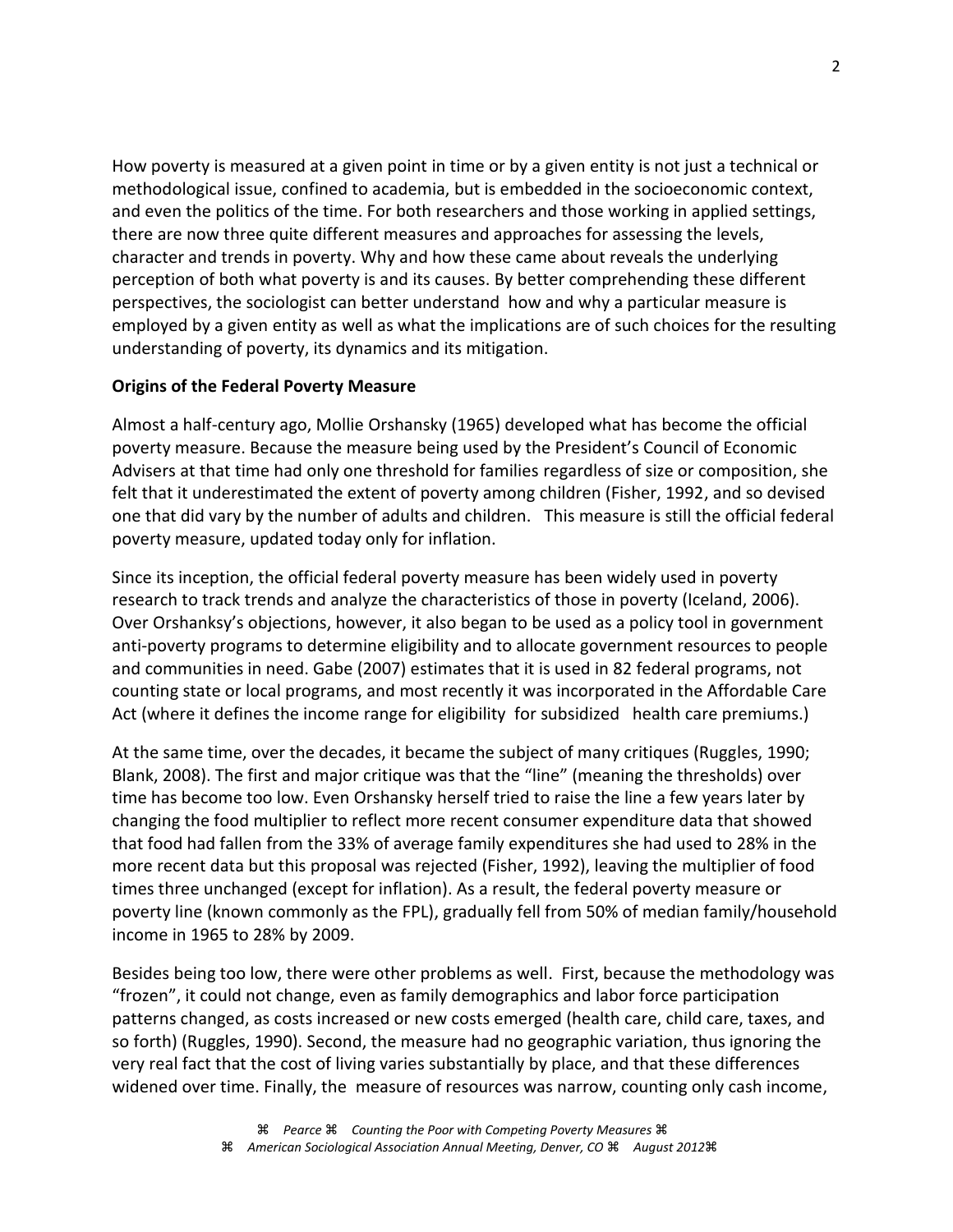How poverty is measured at a given point in time or by a given entity is not just a technical or methodological issue, confined to academia, but is embedded in the socioeconomic context, and even the politics of the time. For both researchers and those working in applied settings, there are now three quite different measures and approaches for assessing the levels, character and trends in poverty. Why and how these came about reveals the underlying perception of both what poverty is and its causes. By better comprehending these different perspectives, the sociologist can better understand how and why a particular measure is employed by a given entity as well as what the implications are of such choices for the resulting understanding of poverty, its dynamics and its mitigation.

**Origins of the Federal Poverty Measure**

Almost a half-century ago, Mollie Orshansky (1965) developed what has become the official poverty measure. Because the measure being used by the President's Council of Economic Advisers at that time had only one threshold for families regardless of size or composition, she felt that it underestimated the extent of poverty among children (Fisher, 1992, and so devised one that did vary by the number of adults and children. This measure is still the official federal poverty measure, updated today only for inflation.

Since its inception, the official federal poverty measure has been widely used in poverty research to track trends and analyze the characteristics of those in poverty (Iceland, 2006). Over Orshanksy's objections, however, it also began to be used as a policy tool in government anti-poverty programs to determine eligibility and to allocate government resources to people and communities in need. Gabe (2007) estimates that it is used in 82 federal programs, not counting state or local programs, and most recently it was incorporated in the Affordable Care Act (where it defines the income range for eligibility for subsidized health care premiums.)

At the same time, over the decades, it became the subject of many critiques (Ruggles, 1990; Blank, 2008). The first and major critique was that the "line" (meaning the thresholds) over time has become too low. Even Orshansky herself tried to raise the line a few years later by changing the food multiplier to reflect more recent consumer expenditure data that showed that food had fallen from the 33% of average family expenditures she had used to 28% in the more recent data but this proposal was rejected (Fisher, 1992), leaving the multiplier of food times three unchanged (except for inflation). As a result, the federal poverty measure or poverty line (known commonly as the FPL), gradually fell from 50% of median family/household income in 1965 to 28% by 2009.

Besides being too low, there were other problems as well. First, because the methodology was "frozen", it could not change, even as family demographics and labor force participation patterns changed, as costs increased or new costs emerged (health care, child care, taxes, and so forth) (Ruggles, 1990). Second, the measure had no geographic variation, thus ignoring the very real fact that the cost of living varies substantially by place, and that these differences widened over time. Finally, the measure of resources was narrow, counting only cash income,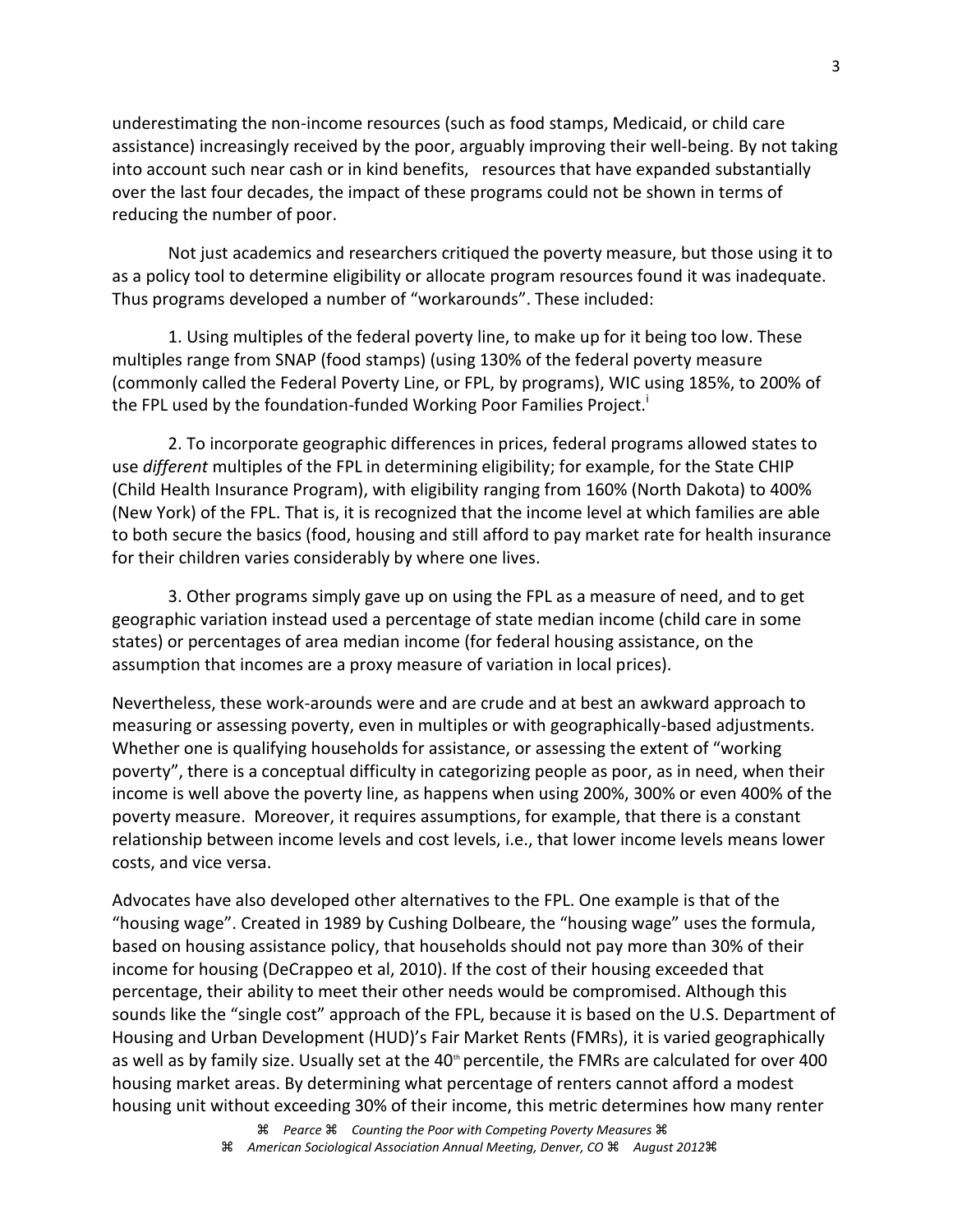underestimating the non-income resources (such as food stamps, Medicaid, or child care assistance) increasingly received by the poor, arguably improving their well-being. By not taking into account such near cash or in kind benefits,  resources that have expanded substantially over the last four decades, the impact of these programs could not be shown in terms of reducing the number of poor.

Not just academics and researchers critiqued the poverty measure, but those using it to as a policy tool to determine eligibility or allocate program resources found it was inadequate. Thus programs developed a number of "workarounds". These included:

1. Using multiples of the federal poverty line, to make up for it being too low. These multiples range from SNAP (food stamps) (using 130% of the federal poverty measure (commonly called the Federal Poverty Line, or FPL, by programs), WIC using 185%, to 200% of the FPL used by the foundation-funded Working Poor Families Project.[i]

2. To incorporate geographic differences in prices, federal programs allowed states to use *different* multiples of the FPL in determining eligibility; for example, for the State CHIP (Child Health Insurance Program), with eligibility ranging from 160% (North Dakota) to 400% (New York) of the FPL. That is, it is recognized that the income level at which families are able to both secure the basics (food, housing and still afford to pay market rate for health insurance for their children varies considerably by where one lives.

3. Other programs simply gave up on using the FPL as a measure of need, and to get geographic variation instead used a percentage of state median income (child care in some states) or percentages of area median income (for federal housing assistance, on the assumption that incomes are a proxy measure of variation in local prices).

Nevertheless, these work-arounds were and are crude and at best an awkward approach to measuring or assessing poverty, even in multiples or with geographically-based adjustments. Whether one is qualifying households for assistance, or assessing the extent of "working poverty", there is a conceptual difficulty in categorizing people as poor, as in need, when their income is well above the poverty line, as happens when using 200%, 300% or even 400% of the poverty measure. Moreover, it requires assumptions, for example, that there is a constant relationship between income levels and cost levels, i.e., that lower income levels means lower costs, and vice versa.

Advocates have also developed other alternatives to the FPL. One example is that of the "housing wage". Created in 1989 by Cushing Dolbeare, the "housing wage" uses the formula, based on housing assistance policy, that households should not pay more than 30% of their income for housing (DeCrappeo et al, 2010). If the cost of their housing exceeded that percentage, their ability to meet their other needs would be compromised. Although this sounds like the "single cost" approach of the FPL, because it is based on the U.S. Department of Housing and Urban Development (HUD)'s Fair Market Rents (FMRs), it is varied geographically as well as by family size. Usually set at the 40th percentile, the FMRs are calculated for over 400 housing market areas. By determining what percentage of renters cannot afford a modest housing unit without exceeding 30% of their income, this metric determines how many renter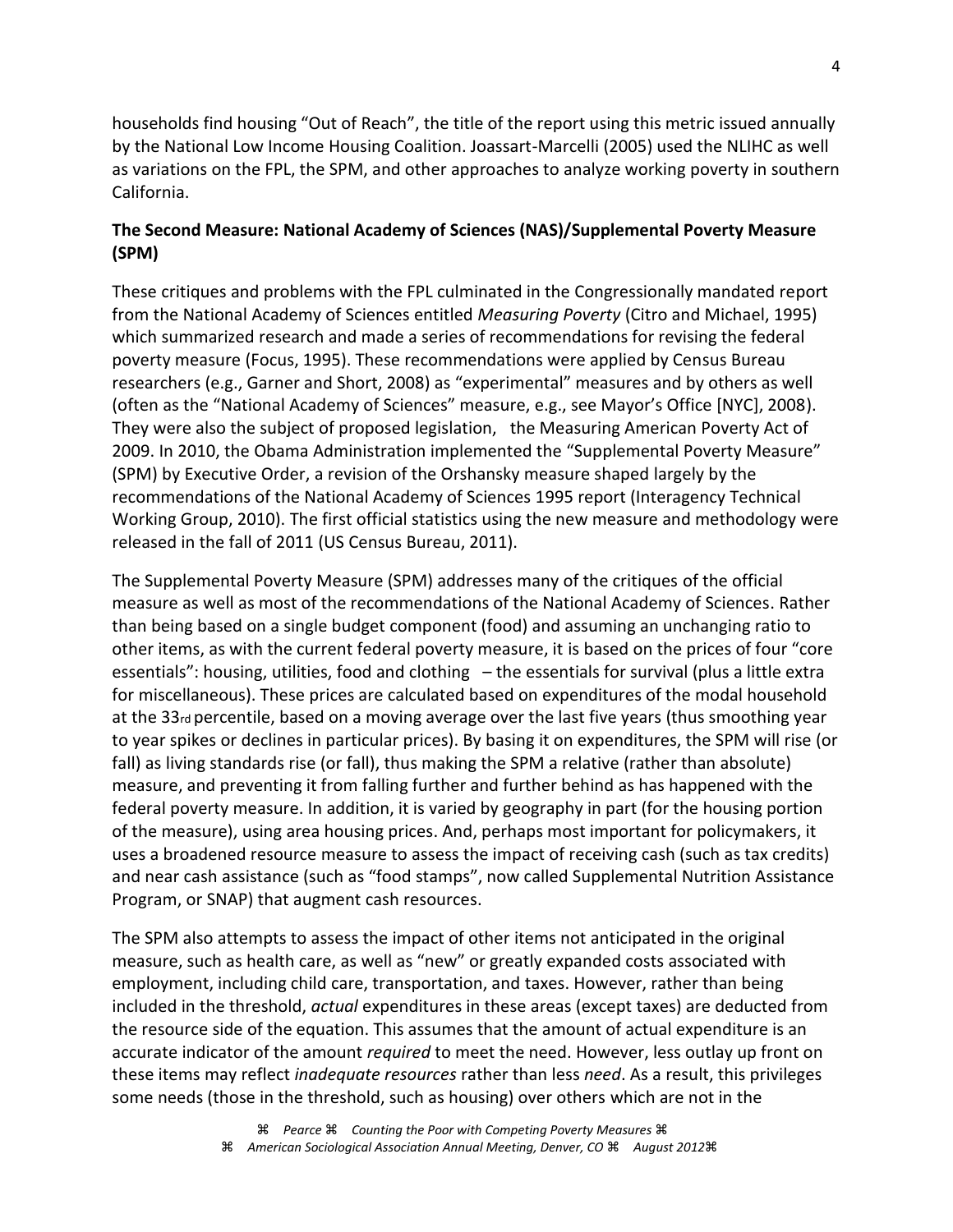households find housing "Out of Reach", the title of the report using this metric issued annually by the National Low Income Housing Coalition. Joassart-Marcelli (2005) used the NLIHC as well as variations on the FPL, the SPM, and other approaches to analyze working poverty in southern California.

## The Second Measure: National Academy of Sciences (NAS)/Supplemental Poverty Measure (SPM)

These critiques and problems with the FPL culminated in the Congressionally mandated report from the National Academy of Sciences entitled *Measuring Poverty* (Citro and Michael, 1995) which summarized research and made a series of recommendations for revising the federal poverty measure (Focus, 1995). These recommendations were applied by Census Bureau researchers (e.g., Garner and Short, 2008) as "experimental" measures and by others as well (often as the "National Academy of Sciences" measure, e.g., see Mayor's Office [NYC], 2008). They were also the subject of proposed legislation, the Measuring American Poverty Act of 2009. In 2010, the Obama Administration implemented the "Supplemental Poverty Measure" (SPM) by Executive Order, a revision of the Orshansky measure shaped largely by the recommendations of the National Academy of Sciences 1995 report (Interagency Technical Working Group, 2010). The first official statistics using the new measure and methodology were released in the fall of 2011 (US Census Bureau, 2011).

The Supplemental Poverty Measure (SPM) addresses many of the critiques of the official measure as well as most of the recommendations of the National Academy of Sciences. Rather than being based on a single budget component (food) and assuming an unchanging ratio to other items, as with the current federal poverty measure, it is based on the prices of four "core essentials": housing, utilities, food and clothing – the essentials for survival (plus a little extra for miscellaneous). These prices are calculated based on expenditures of the modal household at the 33rd percentile, based on a moving average over the last five years (thus smoothing year to year spikes or declines in particular prices). By basing it on expenditures, the SPM will rise (or fall) as living standards rise (or fall), thus making the SPM a relative (rather than absolute) measure, and preventing it from falling further and further behind as has happened with the federal poverty measure. In addition, it is varied by geography in part (for the housing portion of the measure), using area housing prices. And, perhaps most important for policymakers, it uses a broadened resource measure to assess the impact of receiving cash (such as tax credits) and near cash assistance (such as "food stamps", now called Supplemental Nutrition Assistance Program, or SNAP) that augment cash resources.

The SPM also attempts to assess the impact of other items not anticipated in the original measure, such as health care, as well as "new" or greatly expanded costs associated with employment, including child care, transportation, and taxes. However, rather than being included in the threshold, *actual* expenditures in these areas (except taxes) are deducted from the resource side of the equation. This assumes that the amount of actual expenditure is an accurate indicator of the amount *required* to meet the need. However, less outlay up front on these items may reflect *inadequate resources* rather than less *need*. As a result, this privileges some needs (those in the threshold, such as housing) over others which are not in the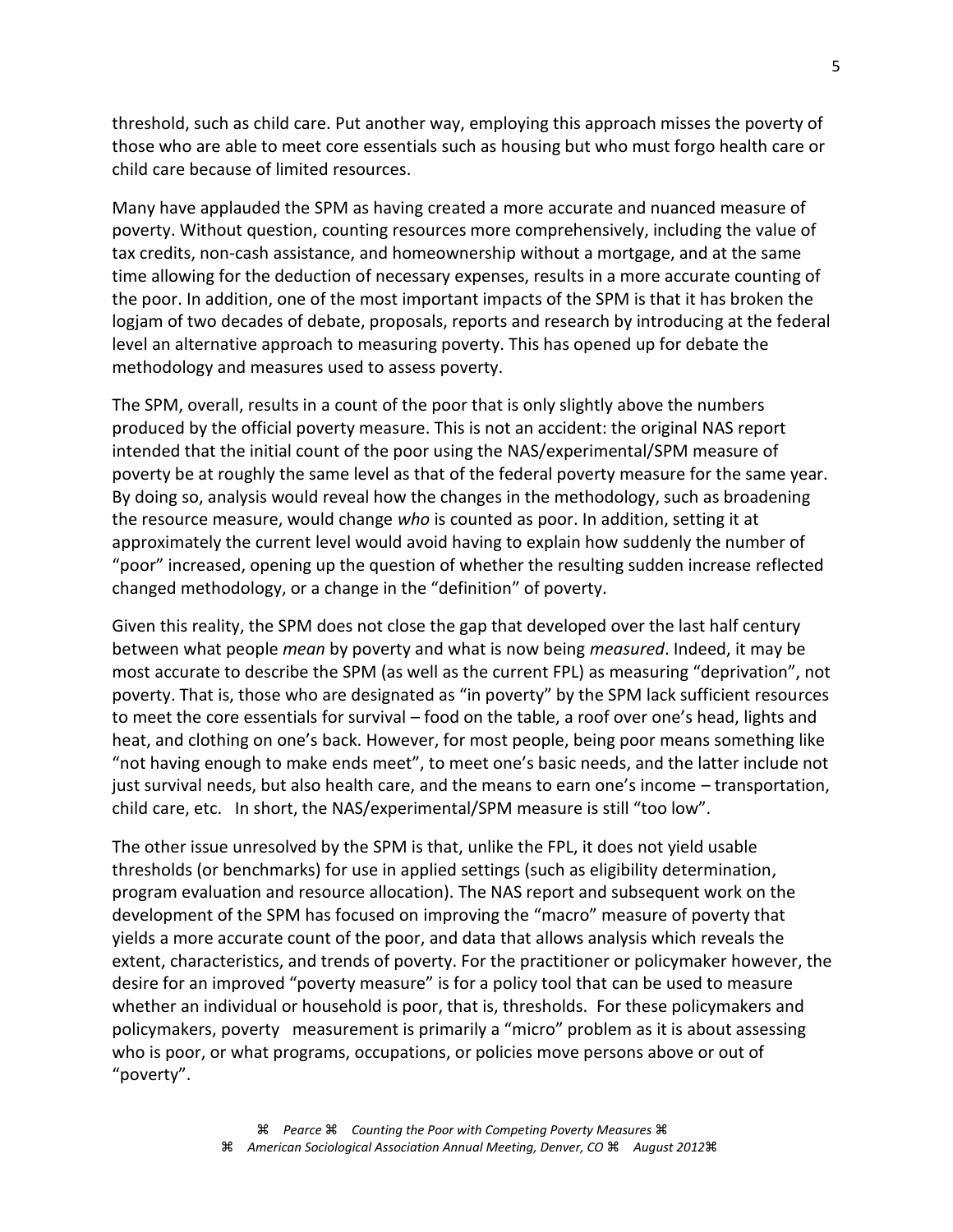threshold, such as child care. Put another way, employing this approach misses the poverty of those who are able to meet core essentials such as housing but who must forgo health care or child care because of limited resources.

Many have applauded the SPM as having created a more accurate and nuanced measure of poverty. Without question, counting resources more comprehensively, including the value of tax credits, non-cash assistance, and homeownership without a mortgage, and at the same time allowing for the deduction of necessary expenses, results in a more accurate counting of the poor. In addition, one of the most important impacts of the SPM is that it has broken the logjam of two decades of debate, proposals, reports and research by introducing at the federal level an alternative approach to measuring poverty. This has opened up for debate the methodology and measures used to assess poverty.

The SPM, overall, results in a count of the poor that is only slightly above the numbers produced by the official poverty measure. This is not an accident: the original NAS report intended that the initial count of the poor using the NAS/experimental/SPM measure of poverty be at roughly the same level as that of the federal poverty measure for the same year. By doing so, analysis would reveal how the changes in the methodology, such as broadening the resource measure, would change *who* is counted as poor. In addition, setting it at approximately the current level would avoid having to explain how suddenly the number of "poor" increased, opening up the question of whether the resulting sudden increase reflected changed methodology, or a change in the "definition" of poverty.

Given this reality, the SPM does not close the gap that developed over the last half century between what people *mean* by poverty and what is now being *measured*. Indeed, it may be most accurate to describe the SPM (as well as the current FPL) as measuring "deprivation", not poverty. That is, those who are designated as "in poverty" by the SPM lack sufficient resources to meet the core essentials for survival – food on the table, a roof over one's head, lights and heat, and clothing on one's back. However, for most people, being poor means something like "not having enough to make ends meet", to meet one's basic needs, and the latter include not just survival needs, but also health care, and the means to earn one's income – transportation, child care, etc. In short, the NAS/experimental/SPM measure is still "too low".

The other issue unresolved by the SPM is that, unlike the FPL, it does not yield usable thresholds (or benchmarks) for use in applied settings (such as eligibility determination, program evaluation and resource allocation). The NAS report and subsequent work on the development of the SPM has focused on improving the "macro" measure of poverty that yields a more accurate count of the poor, and data that allows analysis which reveals the extent, characteristics, and trends of poverty. For the practitioner or policymaker however, the desire for an improved "poverty measure" is for a policy tool that can be used to measure whether an individual or household is poor, that is, thresholds. For these policymakers and policymakers, poverty measurement is primarily a "micro" problem as it is about assessing who is poor, or what programs, occupations, or policies move persons above or out of "poverty".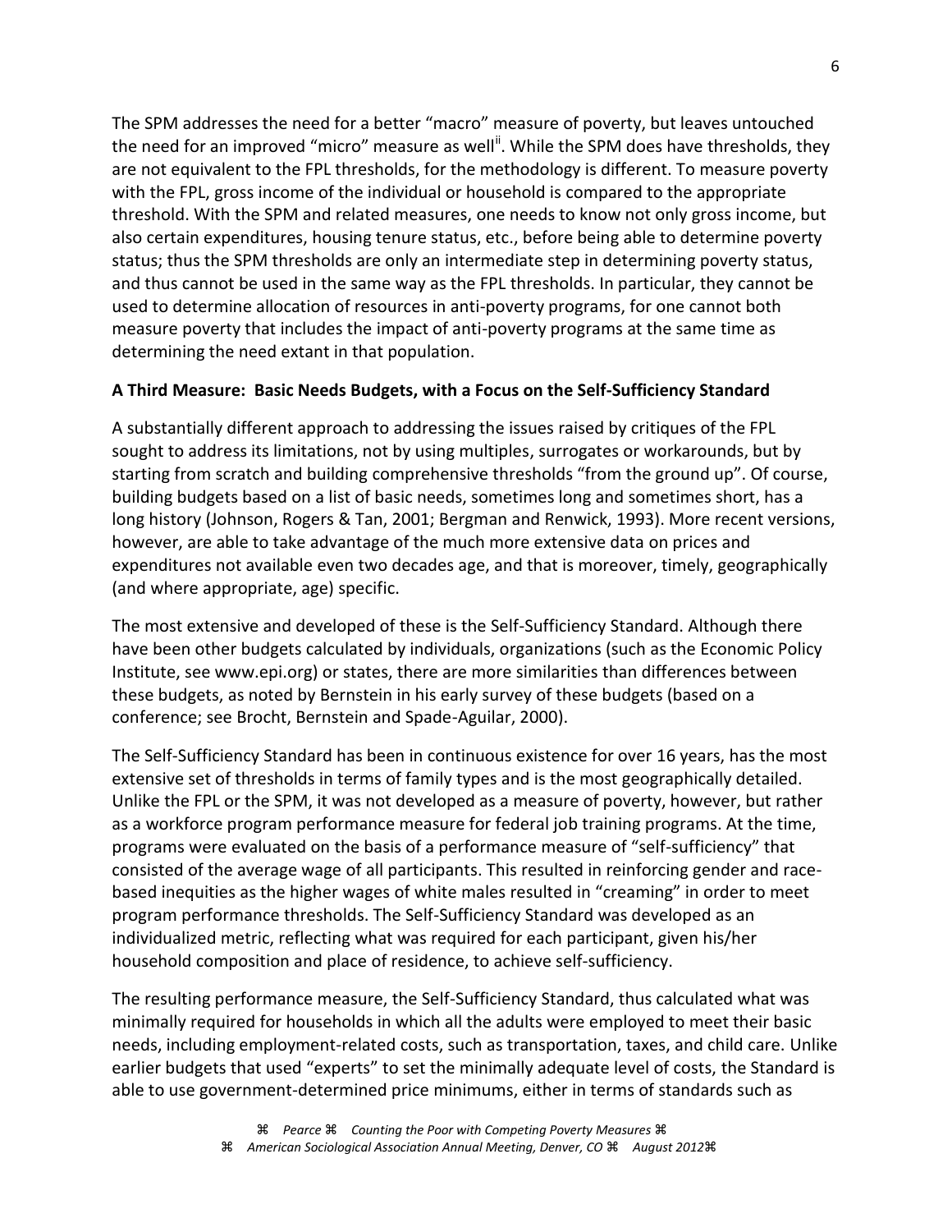The SPM addresses the need for a better "macro" measure of poverty, but leaves untouched the need for an improved "micro" measure as well[ii]. While the SPM does have thresholds, they are not equivalent to the FPL thresholds, for the methodology is different. To measure poverty with the FPL, gross income of the individual or household is compared to the appropriate threshold. With the SPM and related measures, one needs to know not only gross income, but also certain expenditures, housing tenure status, etc., before being able to determine poverty status; thus the SPM thresholds are only an intermediate step in determining poverty status, and thus cannot be used in the same way as the FPL thresholds. In particular, they cannot be used to determine allocation of resources in anti-poverty programs, for one cannot both measure poverty that includes the impact of anti-poverty programs at the same time as determining the need extant in that population.

**A Third Measure: Basic Needs Budgets, with a Focus on the Self-Sufficiency Standard**

A substantially different approach to addressing the issues raised by critiques of the FPL sought to address its limitations, not by using multiples, surrogates or workarounds, but by starting from scratch and building comprehensive thresholds "from the ground up". Of course, building budgets based on a list of basic needs, sometimes long and sometimes short, has a long history (Johnson, Rogers & Tan, 2001; Bergman and Renwick, 1993). More recent versions, however, are able to take advantage of the much more extensive data on prices and expenditures not available even two decades age, and that is moreover, timely, geographically (and where appropriate, age) specific.

The most extensive and developed of these is the Self-Sufficiency Standard. Although there have been other budgets calculated by individuals, organizations (such as the Economic Policy Institute, see www.epi.org) or states, there are more similarities than differences between these budgets, as noted by Bernstein in his early survey of these budgets (based on a conference; see Brocht, Bernstein and Spade-Aguilar, 2000).

The Self-Sufficiency Standard has been in continuous existence for over 16 years, has the most extensive set of thresholds in terms of family types and is the most geographically detailed. Unlike the FPL or the SPM, it was not developed as a measure of poverty, however, but rather as a workforce program performance measure for federal job training programs. At the time, programs were evaluated on the basis of a performance measure of "self-sufficiency" that consisted of the average wage of all participants. This resulted in reinforcing gender and race-based inequities as the higher wages of white males resulted in "creaming" in order to meet program performance thresholds. The Self-Sufficiency Standard was developed as an individualized metric, reflecting what was required for each participant, given his/her household composition and place of residence, to achieve self-sufficiency.

The resulting performance measure, the Self-Sufficiency Standard, thus calculated what was minimally required for households in which all the adults were employed to meet their basic needs, including employment-related costs, such as transportation, taxes, and child care. Unlike earlier budgets that used "experts" to set the minimally adequate level of costs, the Standard is able to use government-determined price minimums, either in terms of standards such as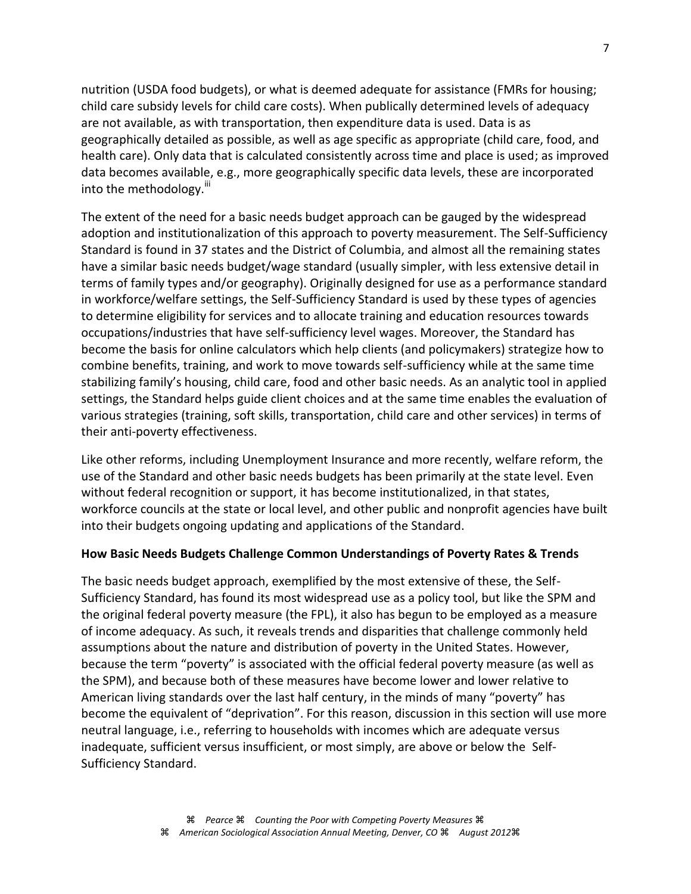nutrition (USDA food budgets), or what is deemed adequate for assistance (FMRs for housing; child care subsidy levels for child care costs). When publically determined levels of adequacy are not available, as with transportation, then expenditure data is used. Data is as geographically detailed as possible, as well as age specific as appropriate (child care, food, and health care). Only data that is calculated consistently across time and place is used; as improved data becomes available, e.g., more geographically specific data levels, these are incorporated into the methodology.[iii]

The extent of the need for a basic needs budget approach can be gauged by the widespread adoption and institutionalization of this approach to poverty measurement. The Self-Sufficiency Standard is found in 37 states and the District of Columbia, and almost all the remaining states have a similar basic needs budget/wage standard (usually simpler, with less extensive detail in terms of family types and/or geography). Originally designed for use as a performance standard in workforce/welfare settings, the Self-Sufficiency Standard is used by these types of agencies to determine eligibility for services and to allocate training and education resources towards occupations/industries that have self-sufficiency level wages. Moreover, the Standard has become the basis for online calculators which help clients (and policymakers) strategize how to combine benefits, training, and work to move towards self-sufficiency while at the same time stabilizing family's housing, child care, food and other basic needs. As an analytic tool in applied settings, the Standard helps guide client choices and at the same time enables the evaluation of various strategies (training, soft skills, transportation, child care and other services) in terms of their anti-poverty effectiveness.

Like other reforms, including Unemployment Insurance and more recently, welfare reform, the use of the Standard and other basic needs budgets has been primarily at the state level. Even without federal recognition or support, it has become institutionalized, in that states, workforce councils at the state or local level, and other public and nonprofit agencies have built into their budgets ongoing updating and applications of the Standard.

**How Basic Needs Budgets Challenge Common Understandings of Poverty Rates & Trends**

The basic needs budget approach, exemplified by the most extensive of these, the Self-Sufficiency Standard, has found its most widespread use as a policy tool, but like the SPM and the original federal poverty measure (the FPL), it also has begun to be employed as a measure of income adequacy. As such, it reveals trends and disparities that challenge commonly held assumptions about the nature and distribution of poverty in the United States. However, because the term "poverty" is associated with the official federal poverty measure (as well as the SPM), and because both of these measures have become lower and lower relative to American living standards over the last half century, in the minds of many "poverty" has become the equivalent of "deprivation". For this reason, discussion in this section will use more neutral language, i.e., referring to households with incomes which are adequate versus inadequate, sufficient versus insufficient, or most simply, are above or below the Self-Sufficiency Standard.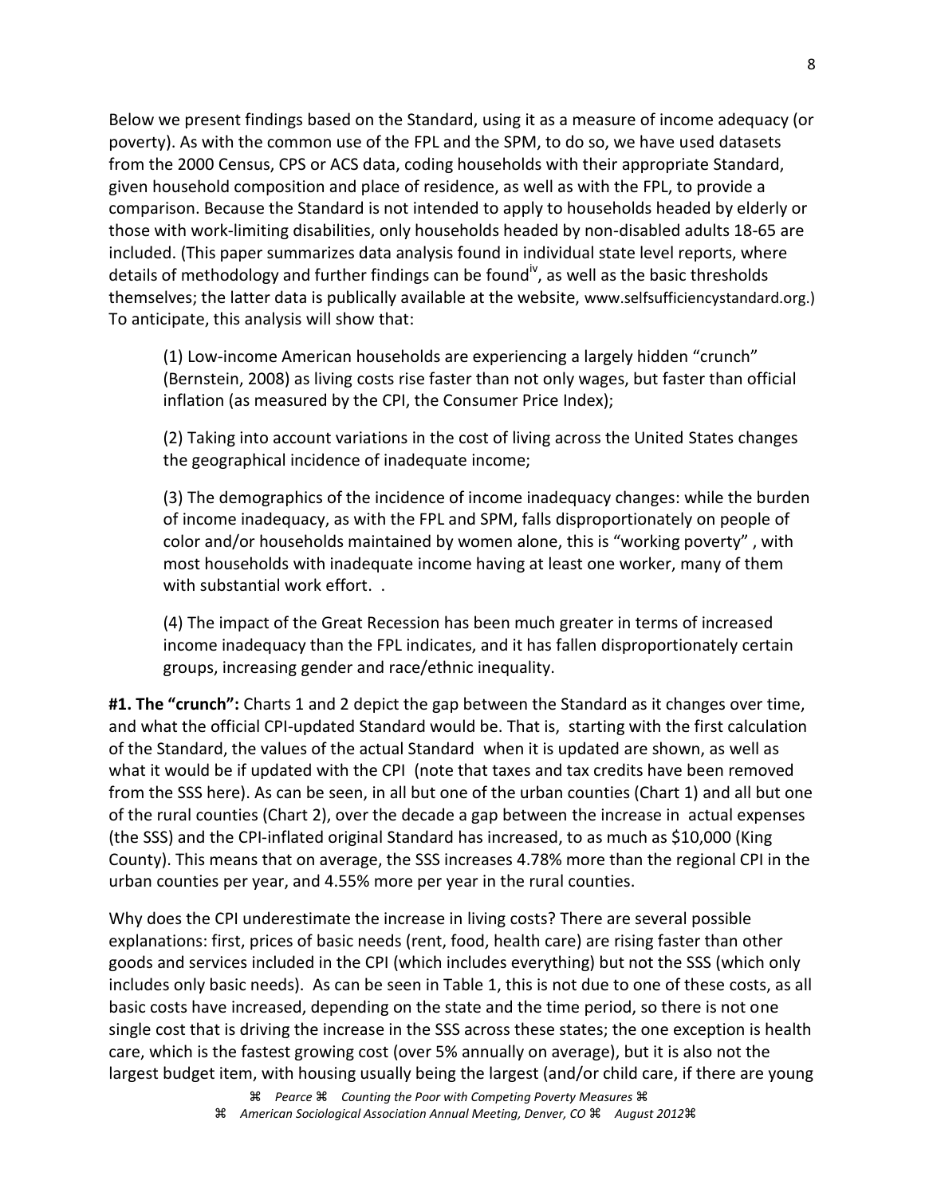Below we present findings based on the Standard, using it as a measure of income adequacy (or poverty). As with the common use of the FPL and the SPM, to do so, we have used datasets from the 2000 Census, CPS or ACS data, coding households with their appropriate Standard, given household composition and place of residence, as well as with the FPL, to provide a comparison. Because the Standard is not intended to apply to households headed by elderly or those with work-limiting disabilities, only households headed by non-disabled adults 18-65 are included. (This paper summarizes data analysis found in individual state level reports, where details of methodology and further findings can be found[iv], as well as the basic thresholds themselves; the latter data is publically available at the website, www.selfsufficiencystandard.org.) To anticipate, this analysis will show that:

> (1) Low-income American households are experiencing a largely hidden "crunch" (Bernstein, 2008) as living costs rise faster than not only wages, but faster than official inflation (as measured by the CPI, the Consumer Price Index);
>
> (2) Taking into account variations in the cost of living across the United States changes the geographical incidence of inadequate income;
>
> (3) The demographics of the incidence of income inadequacy changes: while the burden of income inadequacy, as with the FPL and SPM, falls disproportionately on people of color and/or households maintained by women alone, this is "working poverty" , with most households with inadequate income having at least one worker, many of them with substantial work effort. .
>
> (4) The impact of the Great Recession has been much greater in terms of increased income inadequacy than the FPL indicates, and it has fallen disproportionately certain groups, increasing gender and race/ethnic inequality.

**#1. The "crunch":** Charts 1 and 2 depict the gap between the Standard as it changes over time, and what the official CPI-updated Standard would be. That is, starting with the first calculation of the Standard, the values of the actual Standard when it is updated are shown, as well as what it would be if updated with the CPI (note that taxes and tax credits have been removed from the SSS here). As can be seen, in all but one of the urban counties (Chart 1) and all but one of the rural counties (Chart 2), over the decade a gap between the increase in actual expenses (the SSS) and the CPI-inflated original Standard has increased, to as much as $10,000 (King County). This means that on average, the SSS increases 4.78% more than the regional CPI in the urban counties per year, and 4.55% more per year in the rural counties.

Why does the CPI underestimate the increase in living costs? There are several possible explanations: first, prices of basic needs (rent, food, health care) are rising faster than other goods and services included in the CPI (which includes everything) but not the SSS (which only includes only basic needs). As can be seen in Table 1, this is not due to one of these costs, as all basic costs have increased, depending on the state and the time period, so there is not one single cost that is driving the increase in the SSS across these states; the one exception is health care, which is the fastest growing cost (over 5% annually on average), but it is also not the largest budget item, with housing usually being the largest (and/or child care, if there are young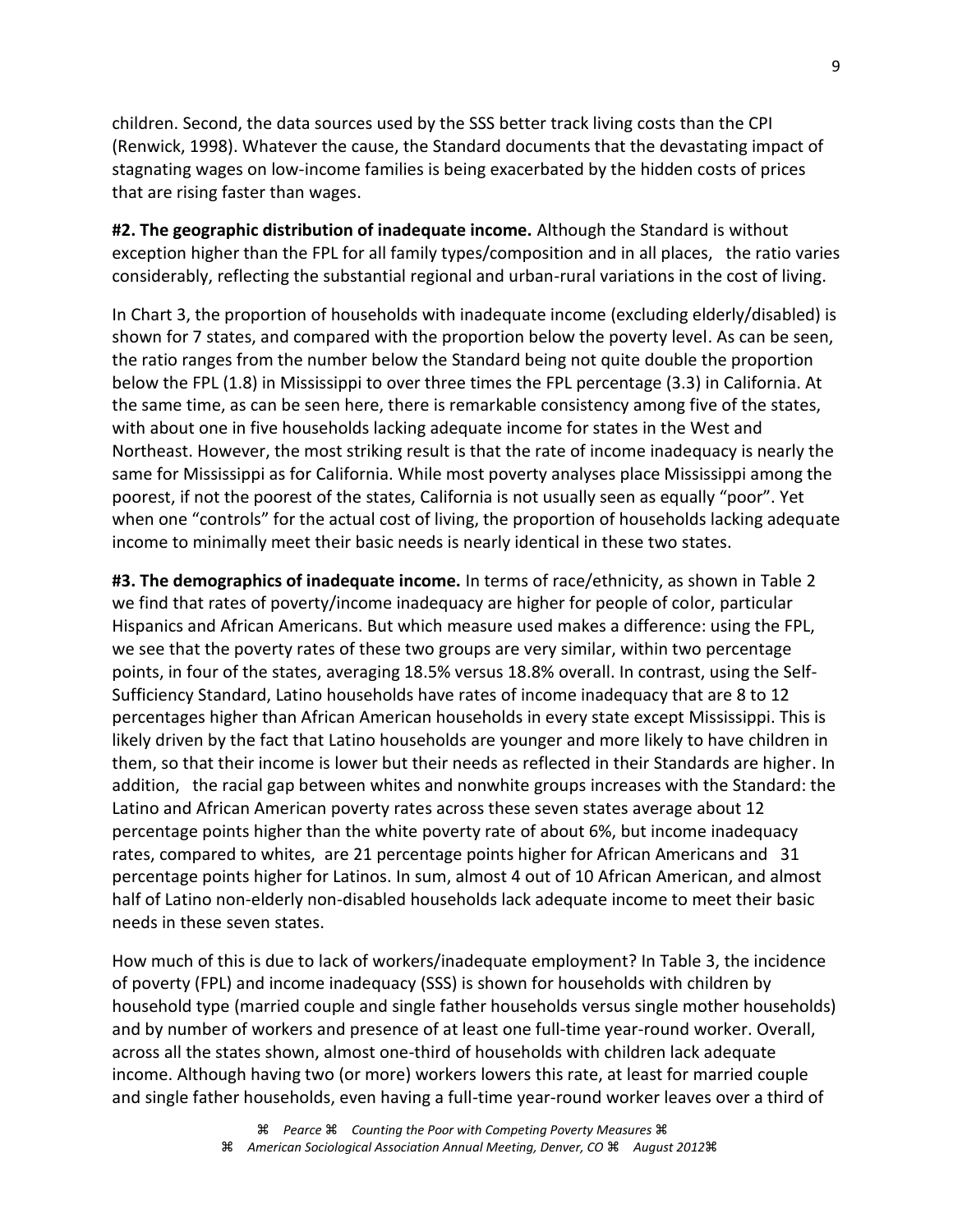children. Second, the data sources used by the SSS better track living costs than the CPI (Renwick, 1998). Whatever the cause, the Standard documents that the devastating impact of stagnating wages on low-income families is being exacerbated by the hidden costs of prices that are rising faster than wages.

**#2. The geographic distribution of inadequate income.** Although the Standard is without exception higher than the FPL for all family types/composition and in all places, the ratio varies considerably, reflecting the substantial regional and urban-rural variations in the cost of living.

In Chart 3, the proportion of households with inadequate income (excluding elderly/disabled) is shown for 7 states, and compared with the proportion below the poverty level. As can be seen, the ratio ranges from the number below the Standard being not quite double the proportion below the FPL (1.8) in Mississippi to over three times the FPL percentage (3.3) in California. At the same time, as can be seen here, there is remarkable consistency among five of the states, with about one in five households lacking adequate income for states in the West and Northeast. However, the most striking result is that the rate of income inadequacy is nearly the same for Mississippi as for California. While most poverty analyses place Mississippi among the poorest, if not the poorest of the states, California is not usually seen as equally "poor". Yet when one "controls" for the actual cost of living, the proportion of households lacking adequate income to minimally meet their basic needs is nearly identical in these two states.

**#3. The demographics of inadequate income.** In terms of race/ethnicity, as shown in Table 2 we find that rates of poverty/income inadequacy are higher for people of color, particular Hispanics and African Americans. But which measure used makes a difference: using the FPL, we see that the poverty rates of these two groups are very similar, within two percentage points, in four of the states, averaging 18.5% versus 18.8% overall. In contrast, using the Self-Sufficiency Standard, Latino households have rates of income inadequacy that are 8 to 12 percentages higher than African American households in every state except Mississippi. This is likely driven by the fact that Latino households are younger and more likely to have children in them, so that their income is lower but their needs as reflected in their Standards are higher. In addition, the racial gap between whites and nonwhite groups increases with the Standard: the Latino and African American poverty rates across these seven states average about 12 percentage points higher than the white poverty rate of about 6%, but income inadequacy rates, compared to whites, are 21 percentage points higher for African Americans and 31 percentage points higher for Latinos. In sum, almost 4 out of 10 African American, and almost half of Latino non-elderly non-disabled households lack adequate income to meet their basic needs in these seven states.

How much of this is due to lack of workers/inadequate employment? In Table 3, the incidence of poverty (FPL) and income inadequacy (SSS) is shown for households with children by household type (married couple and single father households versus single mother households) and by number of workers and presence of at least one full-time year-round worker. Overall, across all the states shown, almost one-third of households with children lack adequate income. Although having two (or more) workers lowers this rate, at least for married couple and single father households, even having a full-time year-round worker leaves over a third of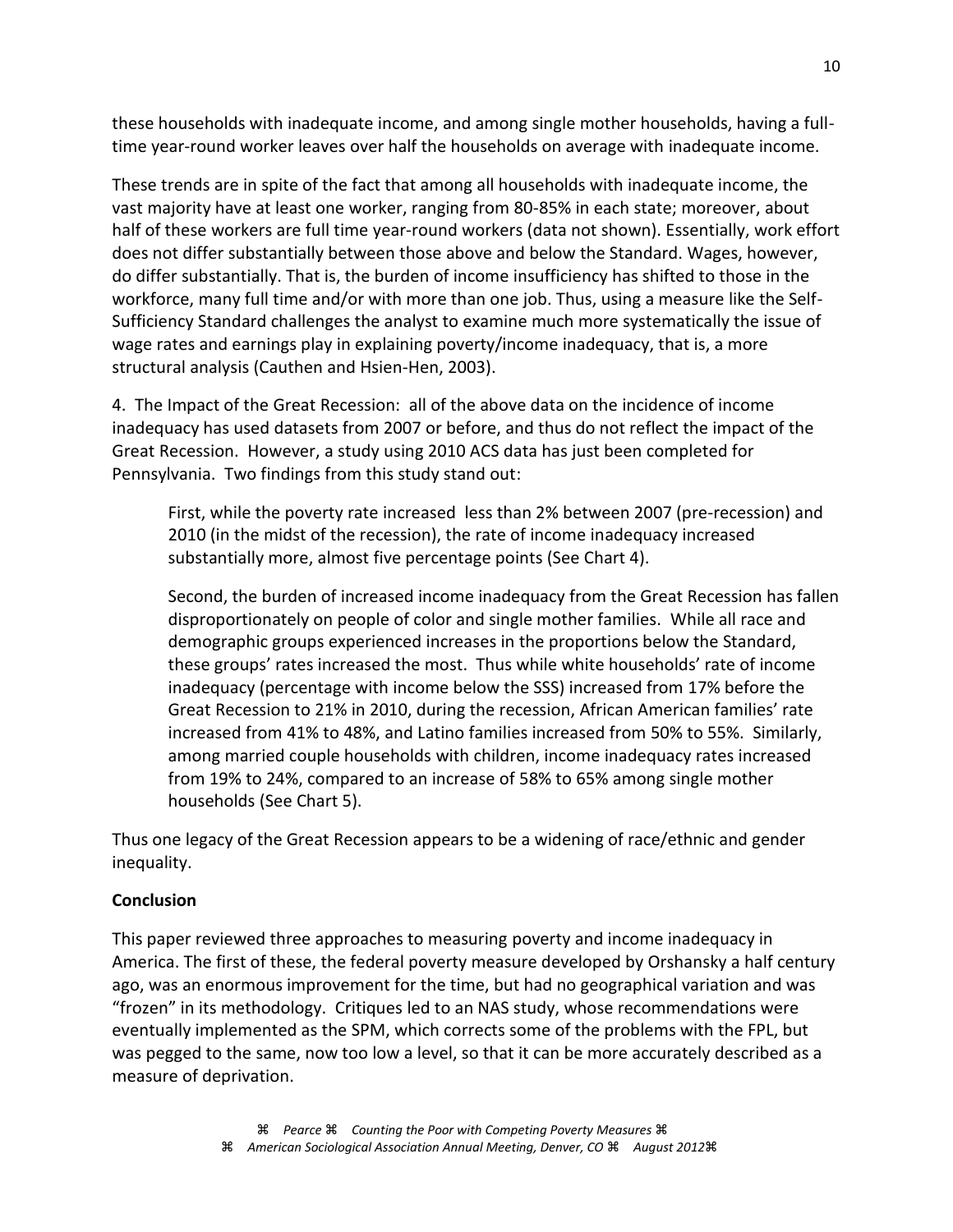these households with inadequate income, and among single mother households, having a full-time year-round worker leaves over half the households on average with inadequate income.

These trends are in spite of the fact that among all households with inadequate income, the vast majority have at least one worker, ranging from 80-85% in each state; moreover, about half of these workers are full time year-round workers (data not shown). Essentially, work effort does not differ substantially between those above and below the Standard. Wages, however, do differ substantially. That is, the burden of income insufficiency has shifted to those in the workforce, many full time and/or with more than one job. Thus, using a measure like the Self-Sufficiency Standard challenges the analyst to examine much more systematically the issue of wage rates and earnings play in explaining poverty/income inadequacy, that is, a more structural analysis (Cauthen and Hsien-Hen, 2003).

4. The Impact of the Great Recession: all of the above data on the incidence of income inadequacy has used datasets from 2007 or before, and thus do not reflect the impact of the Great Recession. However, a study using 2010 ACS data has just been completed for Pennsylvania. Two findings from this study stand out:

> First, while the poverty rate increased less than 2% between 2007 (pre-recession) and 2010 (in the midst of the recession), the rate of income inadequacy increased substantially more, almost five percentage points (See Chart 4).
>
> Second, the burden of increased income inadequacy from the Great Recession has fallen disproportionately on people of color and single mother families. While all race and demographic groups experienced increases in the proportions below the Standard, these groups' rates increased the most. Thus while white households' rate of income inadequacy (percentage with income below the SSS) increased from 17% before the Great Recession to 21% in 2010, during the recession, African American families' rate increased from 41% to 48%, and Latino families increased from 50% to 55%. Similarly, among married couple households with children, income inadequacy rates increased from 19% to 24%, compared to an increase of 58% to 65% among single mother households (See Chart 5).

Thus one legacy of the Great Recession appears to be a widening of race/ethnic and gender inequality.

**Conclusion**

This paper reviewed three approaches to measuring poverty and income inadequacy in America. The first of these, the federal poverty measure developed by Orshansky a half century ago, was an enormous improvement for the time, but had no geographical variation and was "frozen" in its methodology. Critiques led to an NAS study, whose recommendations were eventually implemented as the SPM, which corrects some of the problems with the FPL, but was pegged to the same, now too low a level, so that it can be more accurately described as a measure of deprivation.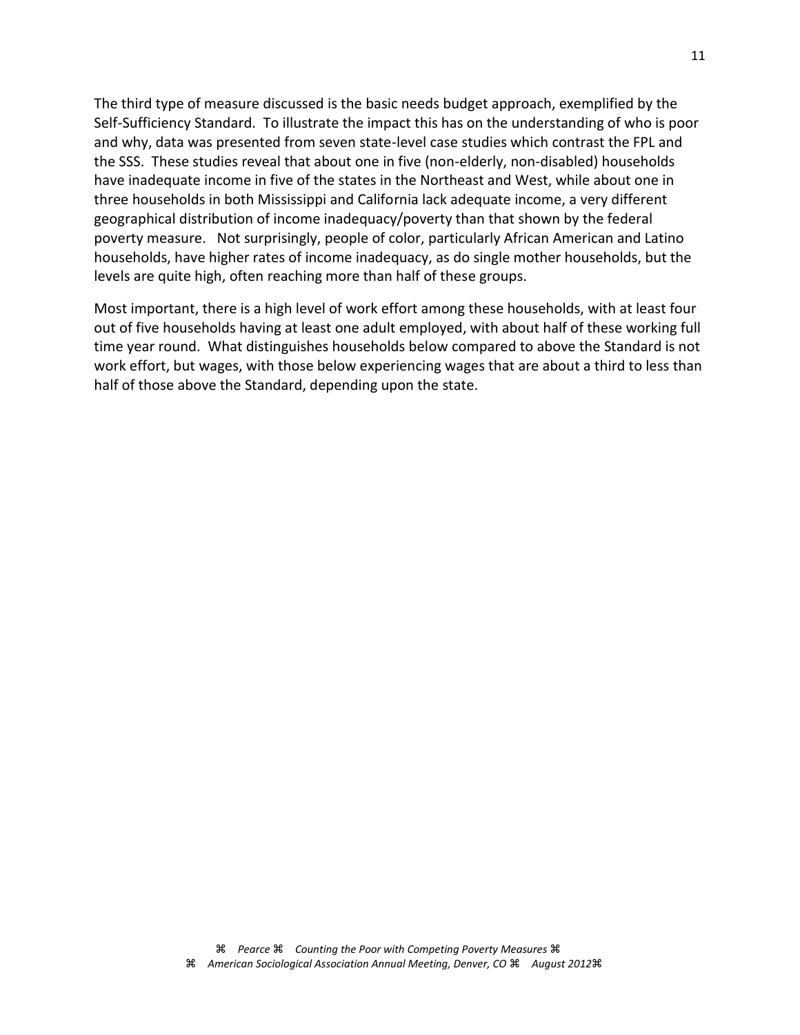The third type of measure discussed is the basic needs budget approach, exemplified by the Self-Sufficiency Standard. To illustrate the impact this has on the understanding of who is poor and why, data was presented from seven state-level case studies which contrast the FPL and the SSS. These studies reveal that about one in five (non-elderly, non-disabled) households have inadequate income in five of the states in the Northeast and West, while about one in three households in both Mississippi and California lack adequate income, a very different geographical distribution of income inadequacy/poverty than that shown by the federal poverty measure. Not surprisingly, people of color, particularly African American and Latino households, have higher rates of income inadequacy, as do single mother households, but the levels are quite high, often reaching more than half of these groups.

Most important, there is a high level of work effort among these households, with at least four out of five households having at least one adult employed, with about half of these working full time year round. What distinguishes households below compared to above the Standard is not work effort, but wages, with those below experiencing wages that are about a third to less than half of those above the Standard, depending upon the state.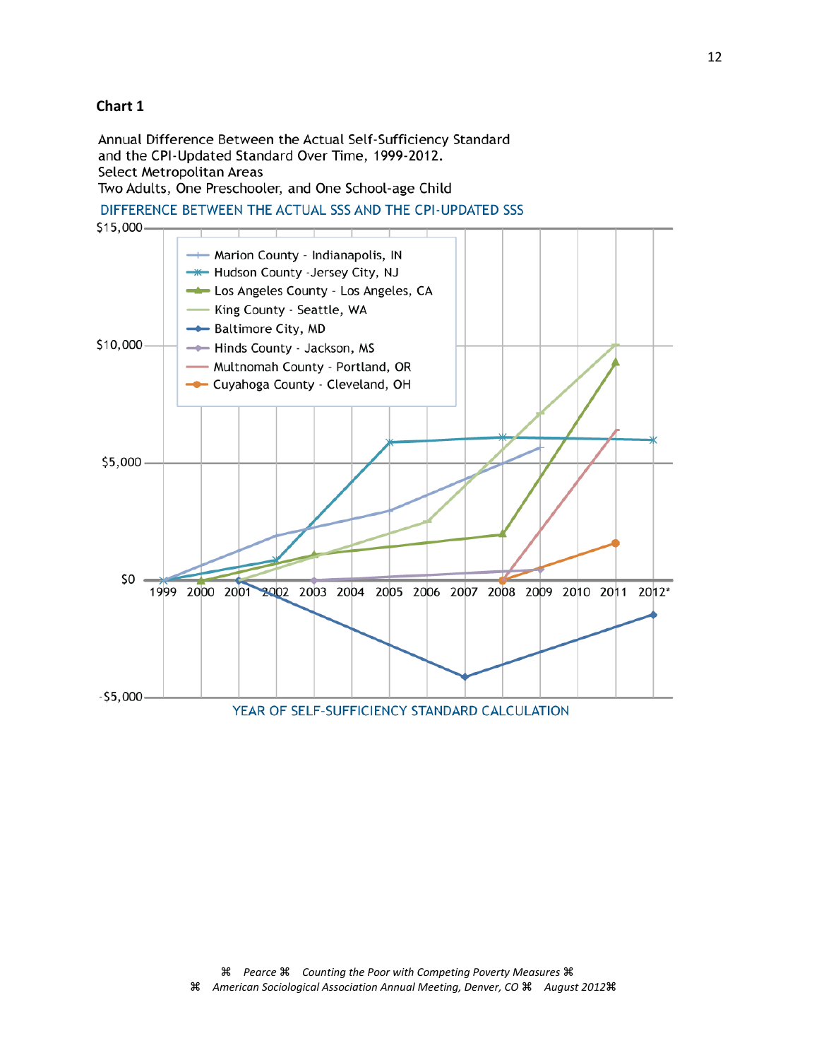**Chart 1**

Annual Difference Between the Actual Self-Sufficiency Standard and the CPI-Updated Standard Over Time, 1999-2012.
Select Metropolitan Areas
Two Adults, One Preschooler, and One School-age Child

DIFFERENCE BETWEEN THE ACTUAL SSS AND THE CPI-UPDATED SSS

- Marion County - Indianapolis, IN
- Hudson County -Jersey City, NJ
- Los Angeles County - Los Angeles, CA
- King County - Seattle, WA
- Baltimore City, MD
- Hinds County - Jackson, MS
- Multnomah County - Portland, OR
- Cuyahoga County - Cleveland, OH

$15,000 · $10,000 · $5,000 · $0 · -$5,000

1999 2000 2001 2002 2003 2004 2005 2006 2007 2008 2009 2010 2011 2012*

YEAR OF SELF-SUFFICIENCY STANDARD CALCULATION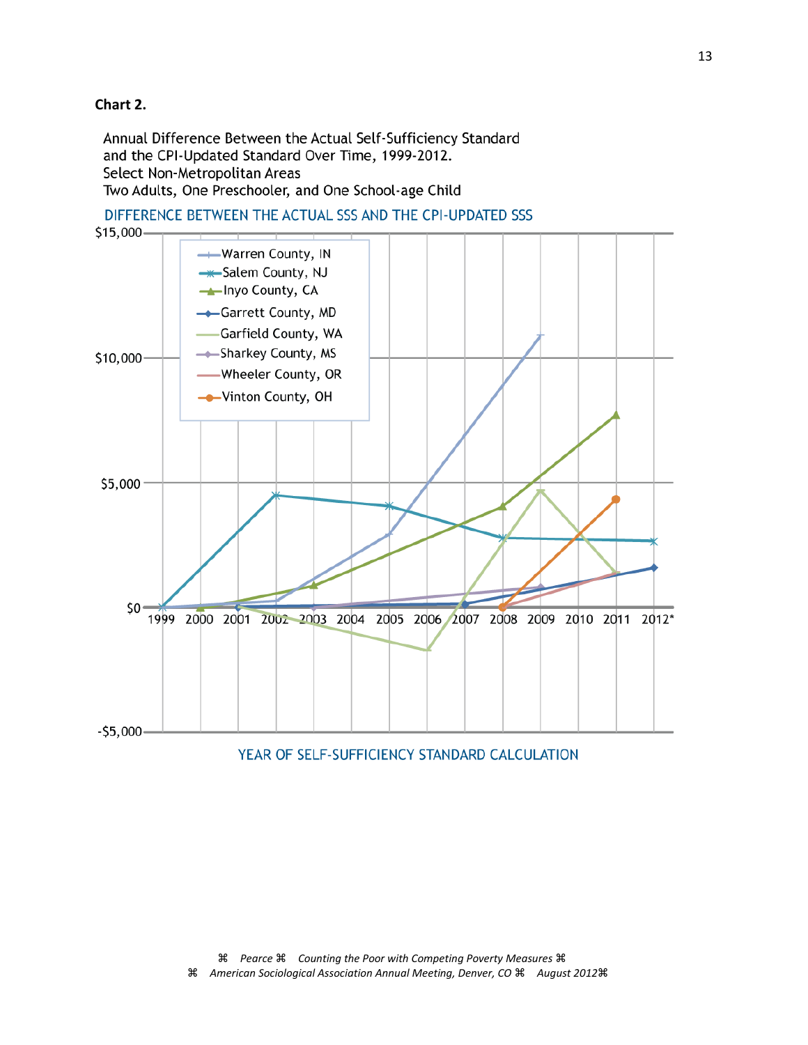**Chart 2.**

Annual Difference Between the Actual Self-Sufficiency Standard and the CPI-Updated Standard Over Time, 1999-2012.
Select Non-Metropolitan Areas
Two Adults, One Preschooler, and One School-age Child

DIFFERENCE BETWEEN THE ACTUAL SSS AND THE CPI-UPDATED SSS

$15,000
$10,000
$5,000
$0
-$5,000

Warren County, IN
Salem County, NJ
Inyo County, CA
Garrett County, MD
Garfield County, WA
Sharkey County, MS
Wheeler County, OR
Vinton County, OH

1999 2000 2001 2002 2003 2004 2005 2006 2007 2008 2009 2010 2011 2012*

YEAR OF SELF-SUFFICIENCY STANDARD CALCULATION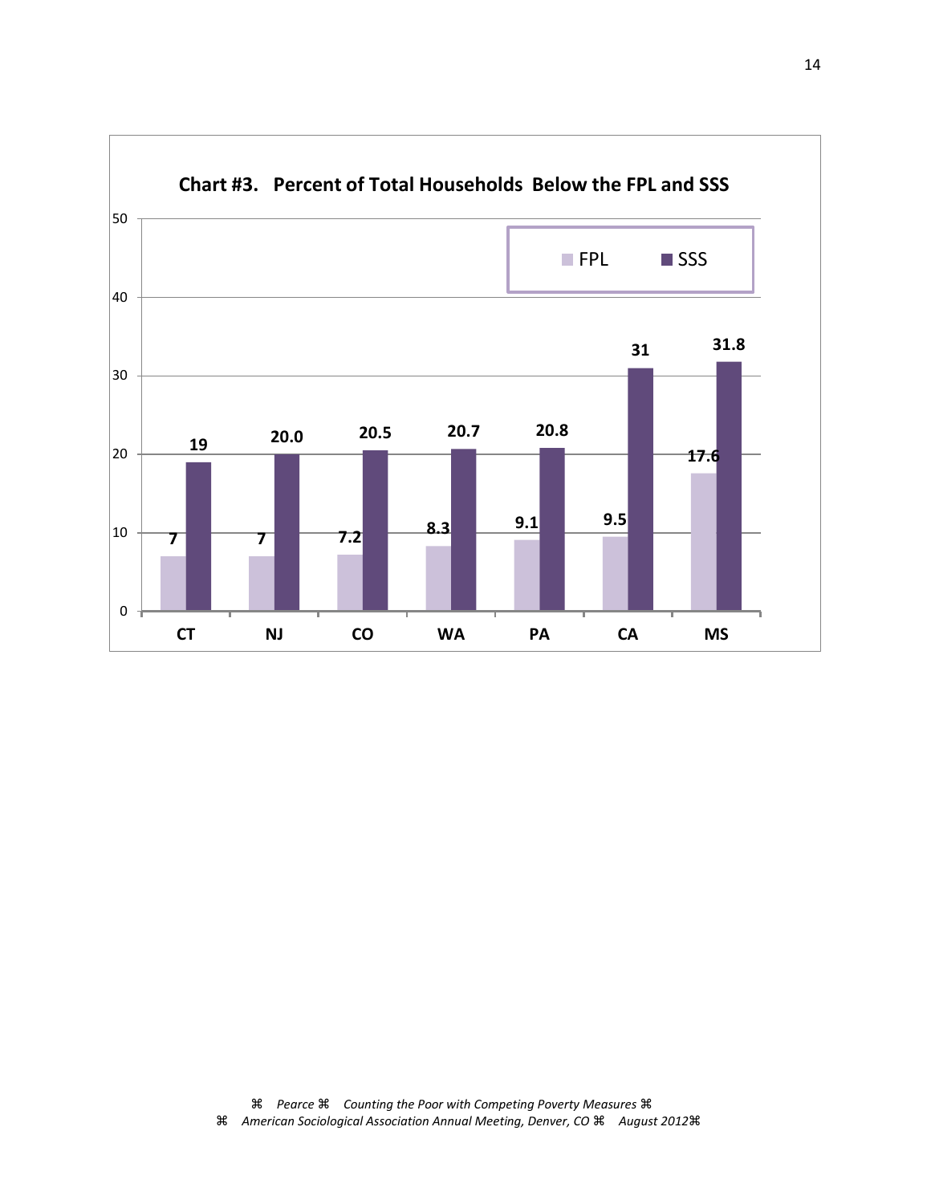**Chart #3. Percent of Total Households Below the FPL and SSS**

| State | FPL | SSS |
|---|---|---|
| CT | 7 | 19 |
| NJ | 7 | 20.0 |
| CO | 7.2 | 20.5 |
| WA | 8.3 | 20.7 |
| PA | 9.1 | 20.8 |
| CA | 9.5 | 31 |
| MS | 17.6 | 31.8 |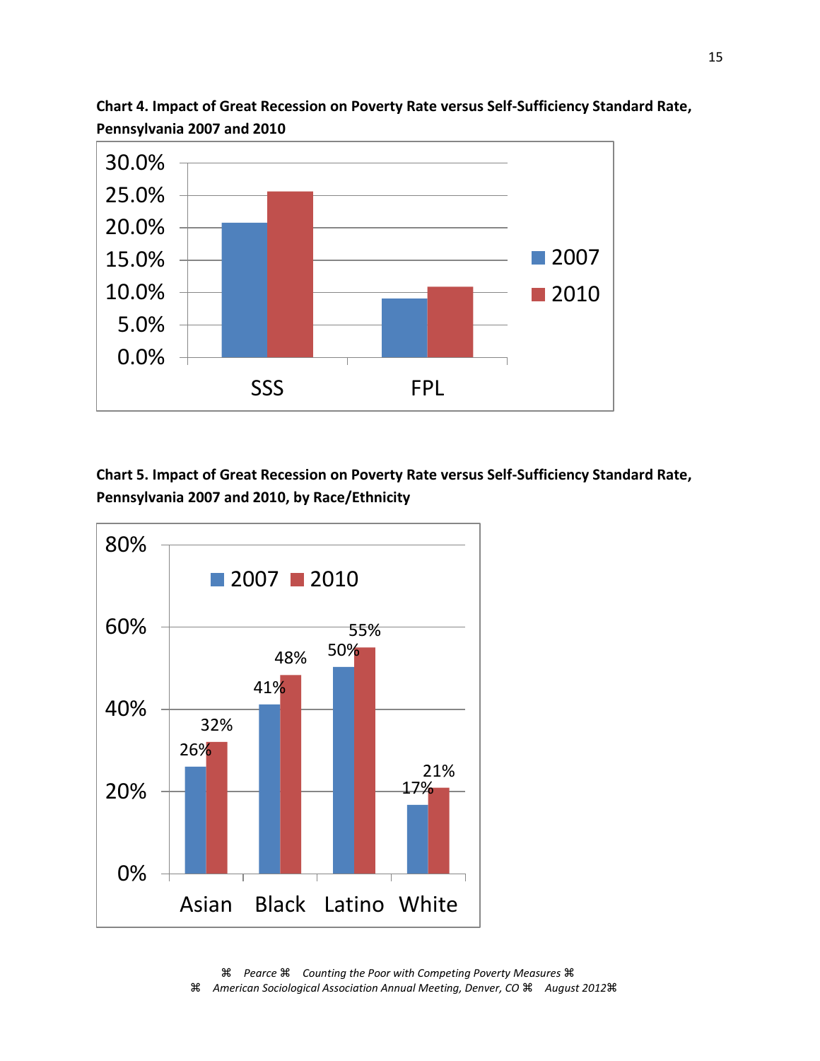**Chart 4. Impact of Great Recession on Poverty Rate versus Self-Sufficiency Standard Rate, Pennsylvania 2007 and 2010**

**Chart 5. Impact of Great Recession on Poverty Rate versus Self-Sufficiency Standard Rate, Pennsylvania 2007 and 2010, by Race/Ethnicity**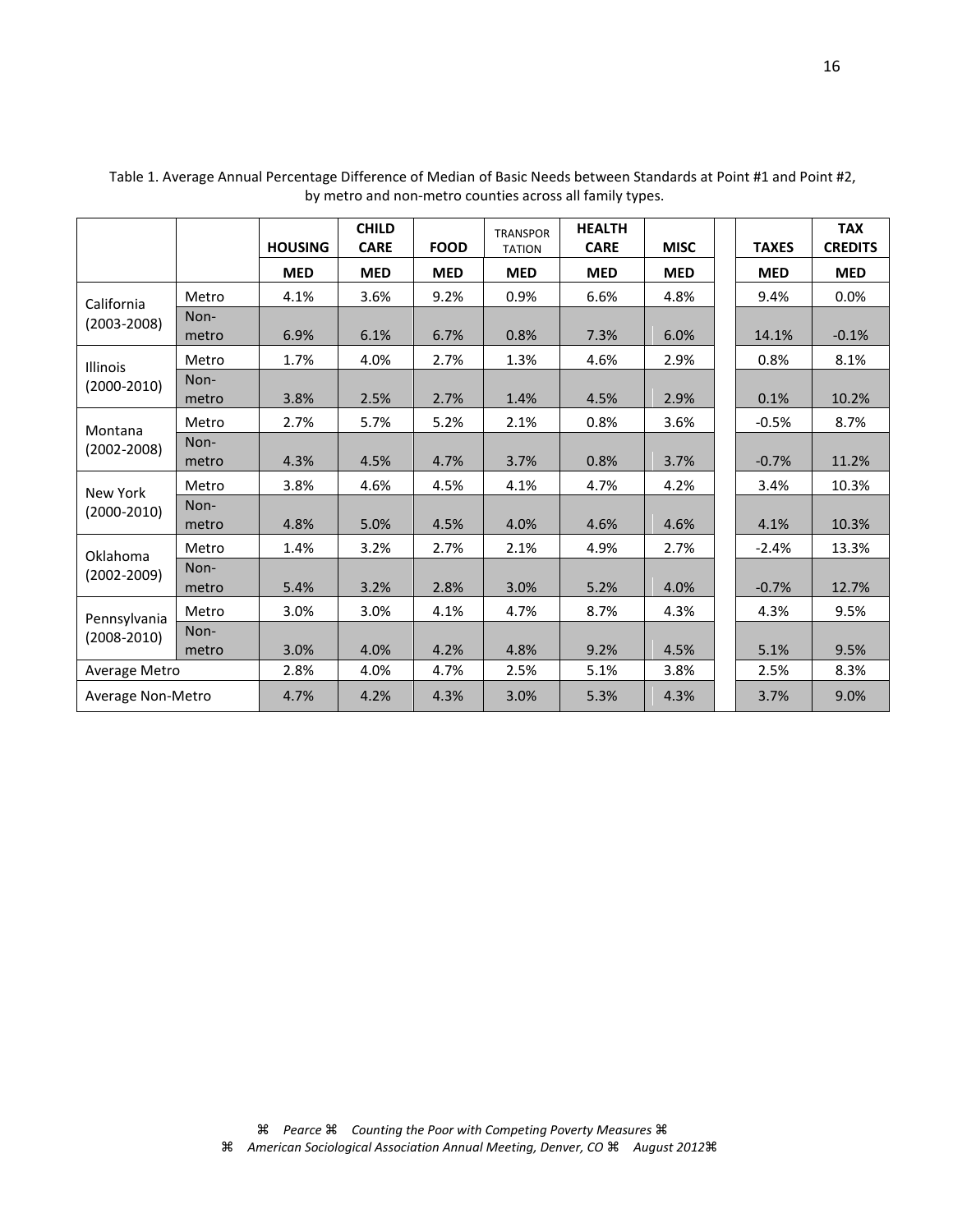Table 1. Average Annual Percentage Difference of Median of Basic Needs between Standards at Point #1 and Point #2, by metro and non-metro counties across all family types.

| | | HOUSING | CHILD CARE | FOOD | TRANSPORTATION | HEALTH CARE | MISC | | TAXES | TAX CREDITS |
|---|---|---|---|---|---|---|---|---|---|---|
| | | MED | MED | MED | MED | MED | MED | | MED | MED |
| California (2003-2008) | Metro | 4.1% | 3.6% | 9.2% | 0.9% | 6.6% | 4.8% | | 9.4% | 0.0% |
| | Non-metro | 6.9% | 6.1% | 6.7% | 0.8% | 7.3% | 6.0% | | 14.1% | -0.1% |
| Illinois (2000-2010) | Metro | 1.7% | 4.0% | 2.7% | 1.3% | 4.6% | 2.9% | | 0.8% | 8.1% |
| | Non-metro | 3.8% | 2.5% | 2.7% | 1.4% | 4.5% | 2.9% | | 0.1% | 10.2% |
| Montana (2002-2008) | Metro | 2.7% | 5.7% | 5.2% | 2.1% | 0.8% | 3.6% | | -0.5% | 8.7% |
| | Non-metro | 4.3% | 4.5% | 4.7% | 3.7% | 0.8% | 3.7% | | -0.7% | 11.2% |
| New York (2000-2010) | Metro | 3.8% | 4.6% | 4.5% | 4.1% | 4.7% | 4.2% | | 3.4% | 10.3% |
| | Non-metro | 4.8% | 5.0% | 4.5% | 4.0% | 4.6% | 4.6% | | 4.1% | 10.3% |
| Oklahoma (2002-2009) | Metro | 1.4% | 3.2% | 2.7% | 2.1% | 4.9% | 2.7% | | -2.4% | 13.3% |
| | Non-metro | 5.4% | 3.2% | 2.8% | 3.0% | 5.2% | 4.0% | | -0.7% | 12.7% |
| Pennsylvania (2008-2010) | Metro | 3.0% | 3.0% | 4.1% | 4.7% | 8.7% | 4.3% | | 4.3% | 9.5% |
| | Non-metro | 3.0% | 4.0% | 4.2% | 4.8% | 9.2% | 4.5% | | 5.1% | 9.5% |
| Average Metro | | 2.8% | 4.0% | 4.7% | 2.5% | 5.1% | 3.8% | | 2.5% | 8.3% |
| Average Non-Metro | | 4.7% | 4.2% | 4.3% | 3.0% | 5.3% | 4.3% | | 3.7% | 9.0% |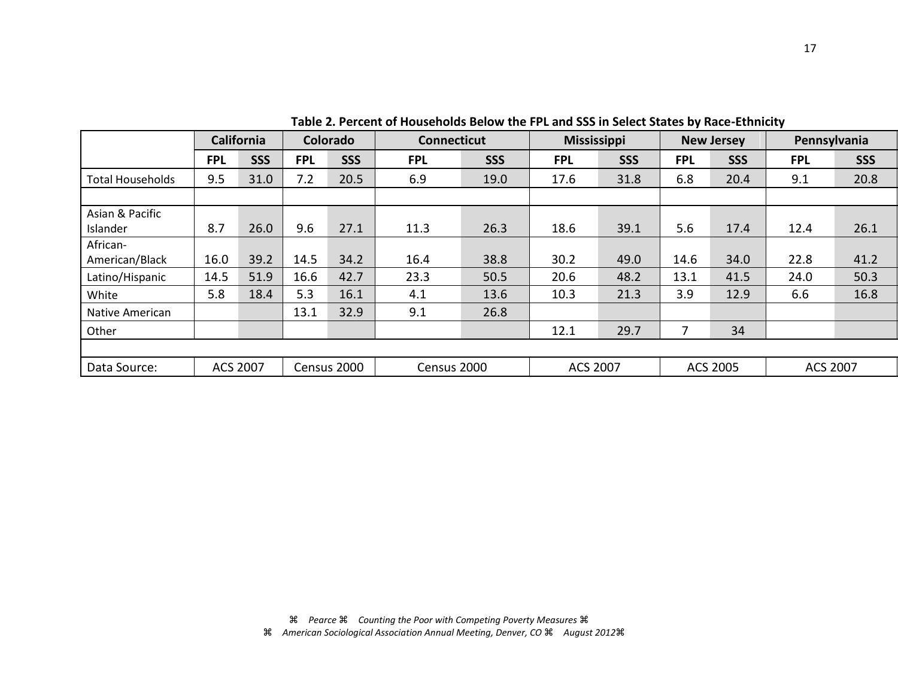**Table 2. Percent of Households Below the FPL and SSS in Select States by Race-Ethnicity**

| | California | | Colorado | | Connecticut | | Mississippi | | New Jersey | | Pennsylvania | |
|---|---|---|---|---|---|---|---|---|---|---|---|---|
| | FPL | SSS | FPL | SSS | FPL | SSS | FPL | SSS | FPL | SSS | FPL | SSS |
| Total Households | 9.5 | 31.0 | 7.2 | 20.5 | 6.9 | 19.0 | 17.6 | 31.8 | 6.8 | 20.4 | 9.1 | 20.8 |
| | | | | | | | | | | | | |
| Asian & Pacific Islander | 8.7 | 26.0 | 9.6 | 27.1 | 11.3 | 26.3 | 18.6 | 39.1 | 5.6 | 17.4 | 12.4 | 26.1 |
| African-American/Black | 16.0 | 39.2 | 14.5 | 34.2 | 16.4 | 38.8 | 30.2 | 49.0 | 14.6 | 34.0 | 22.8 | 41.2 |
| Latino/Hispanic | 14.5 | 51.9 | 16.6 | 42.7 | 23.3 | 50.5 | 20.6 | 48.2 | 13.1 | 41.5 | 24.0 | 50.3 |
| White | 5.8 | 18.4 | 5.3 | 16.1 | 4.1 | 13.6 | 10.3 | 21.3 | 3.9 | 12.9 | 6.6 | 16.8 |
| Native American | | | 13.1 | 32.9 | 9.1 | 26.8 | | | | | | |
| Other | | | | | | | 12.1 | 29.7 | 7 | 34 | | |
| | | | | | | | | | | | | |
| Data Source: | ACS 2007 | | Census 2000 | | Census 2000 | | ACS 2007 | | ACS 2005 | | ACS 2007 | |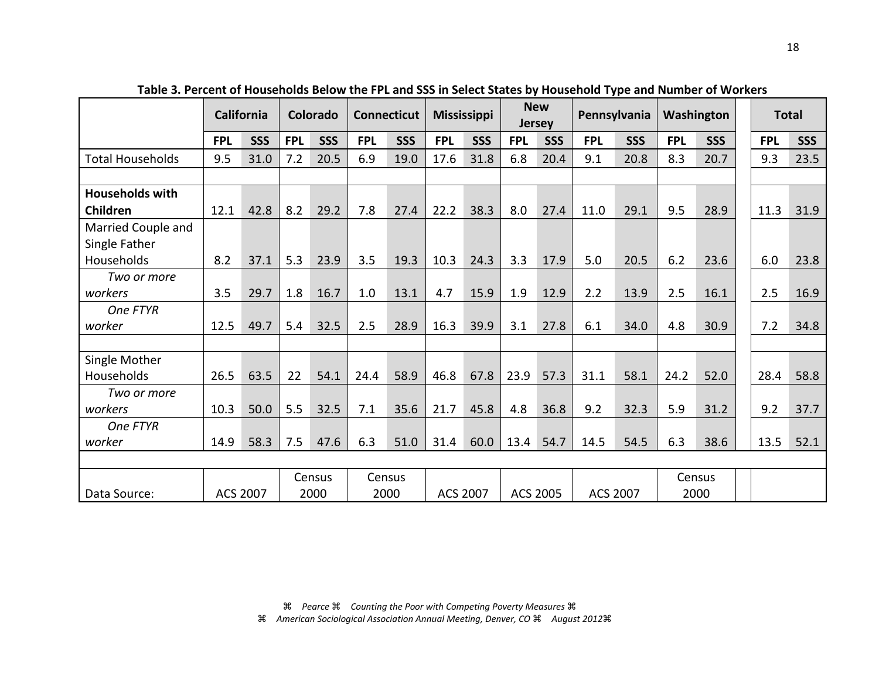**Table 3. Percent of Households Below the FPL and SSS in Select States by Household Type and Number of Workers**

| | California | | Colorado | | Connecticut | | Mississippi | | New Jersey | | Pennsylvania | | Washington | | | Total | |
|---|---|---|---|---|---|---|---|---|---|---|---|---|---|---|---|---|---|
| | FPL | SSS | FPL | SSS | FPL | SSS | FPL | SSS | FPL | SSS | FPL | SSS | FPL | SSS | | FPL | SSS |
| Total Households | 9.5 | 31.0 | 7.2 | 20.5 | 6.9 | 19.0 | 17.6 | 31.8 | 6.8 | 20.4 | 9.1 | 20.8 | 8.3 | 20.7 | | 9.3 | 23.5 |
| | | | | | | | | | | | | | | | | | |
| **Households with Children** | 12.1 | 42.8 | 8.2 | 29.2 | 7.8 | 27.4 | 22.2 | 38.3 | 8.0 | 27.4 | 11.0 | 29.1 | 9.5 | 28.9 | | 11.3 | 31.9 |
| Married Couple and Single Father Households | 8.2 | 37.1 | 5.3 | 23.9 | 3.5 | 19.3 | 10.3 | 24.3 | 3.3 | 17.9 | 5.0 | 20.5 | 6.2 | 23.6 | | 6.0 | 23.8 |
| *Two or more workers* | 3.5 | 29.7 | 1.8 | 16.7 | 1.0 | 13.1 | 4.7 | 15.9 | 1.9 | 12.9 | 2.2 | 13.9 | 2.5 | 16.1 | | 2.5 | 16.9 |
| *One FTYR worker* | 12.5 | 49.7 | 5.4 | 32.5 | 2.5 | 28.9 | 16.3 | 39.9 | 3.1 | 27.8 | 6.1 | 34.0 | 4.8 | 30.9 | | 7.2 | 34.8 |
| | | | | | | | | | | | | | | | | | |
| Single Mother Households | 26.5 | 63.5 | 22 | 54.1 | 24.4 | 58.9 | 46.8 | 67.8 | 23.9 | 57.3 | 31.1 | 58.1 | 24.2 | 52.0 | | 28.4 | 58.8 |
| *Two or more workers* | 10.3 | 50.0 | 5.5 | 32.5 | 7.1 | 35.6 | 21.7 | 45.8 | 4.8 | 36.8 | 9.2 | 32.3 | 5.9 | 31.2 | | 9.2 | 37.7 |
| *One FTYR worker* | 14.9 | 58.3 | 7.5 | 47.6 | 6.3 | 51.0 | 31.4 | 60.0 | 13.4 | 54.7 | 14.5 | 54.5 | 6.3 | 38.6 | | 13.5 | 52.1 |
| | | | | | | | | | | | | | | | | | |
| Data Source: | ACS 2007 | | Census 2000 | | Census 2000 | | ACS 2007 | | ACS 2005 | | ACS 2007 | | Census 2000 | | | | |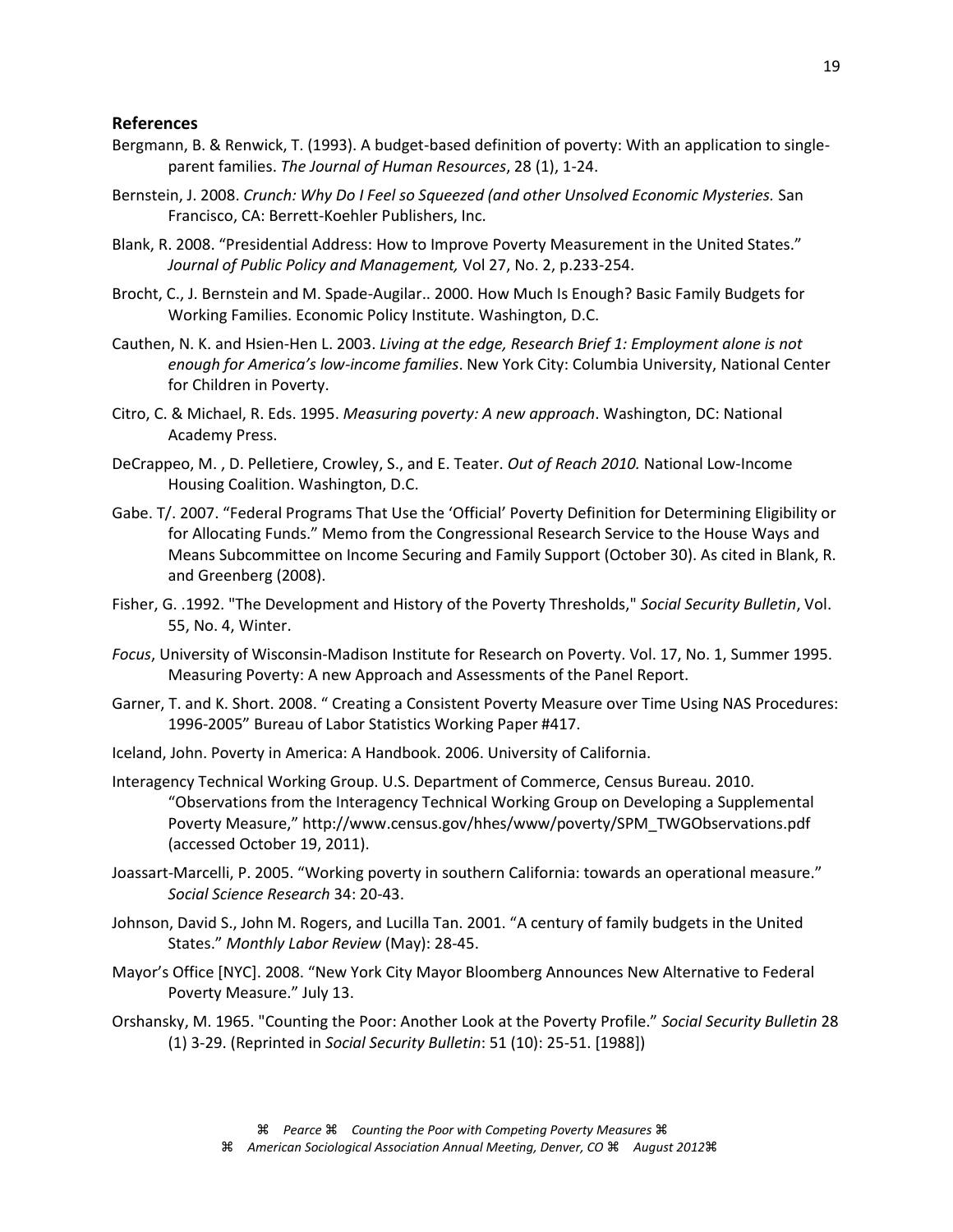## References

Bergmann, B. & Renwick, T. (1993). A budget-based definition of poverty: With an application to single-parent families. *The Journal of Human Resources*, 28 (1), 1-24.

Bernstein, J. 2008. *Crunch: Why Do I Feel so Squeezed (and other Unsolved Economic Mysteries.* San Francisco, CA: Berrett-Koehler Publishers, Inc.

Blank, R. 2008. "Presidential Address: How to Improve Poverty Measurement in the United States." *Journal of Public Policy and Management,* Vol 27, No. 2, p.233-254.

Brocht, C., J. Bernstein and M. Spade-Augilar.. 2000. How Much Is Enough? Basic Family Budgets for Working Families. Economic Policy Institute. Washington, D.C.

Cauthen, N. K. and Hsien-Hen L. 2003. *Living at the edge, Research Brief 1: Employment alone is not enough for America's low-income families*. New York City: Columbia University, National Center for Children in Poverty.

Citro, C. & Michael, R. Eds. 1995. *Measuring poverty: A new approach*. Washington, DC: National Academy Press.

DeCrappeo, M. , D. Pelletiere, Crowley, S., and E. Teater. *Out of Reach 2010.* National Low-Income Housing Coalition. Washington, D.C.

Gabe. T/. 2007. "Federal Programs That Use the 'Official' Poverty Definition for Determining Eligibility or for Allocating Funds." Memo from the Congressional Research Service to the House Ways and Means Subcommittee on Income Securing and Family Support (October 30). As cited in Blank, R. and Greenberg (2008).

Fisher, G. .1992. "The Development and History of the Poverty Thresholds," *Social Security Bulletin*, Vol. 55, No. 4, Winter.

*Focus*, University of Wisconsin-Madison Institute for Research on Poverty. Vol. 17, No. 1, Summer 1995. Measuring Poverty: A new Approach and Assessments of the Panel Report.

Garner, T. and K. Short. 2008. " Creating a Consistent Poverty Measure over Time Using NAS Procedures: 1996-2005" Bureau of Labor Statistics Working Paper #417.

Iceland, John. Poverty in America: A Handbook. 2006. University of California.

Interagency Technical Working Group. U.S. Department of Commerce, Census Bureau. 2010. "Observations from the Interagency Technical Working Group on Developing a Supplemental Poverty Measure," http://www.census.gov/hhes/www/poverty/SPM_TWGObservations.pdf (accessed October 19, 2011).

Joassart-Marcelli, P. 2005. "Working poverty in southern California: towards an operational measure." *Social Science Research* 34: 20-43.

Johnson, David S., John M. Rogers, and Lucilla Tan. 2001. "A century of family budgets in the United States." *Monthly Labor Review* (May): 28-45.

Mayor's Office [NYC]. 2008. "New York City Mayor Bloomberg Announces New Alternative to Federal Poverty Measure." July 13.

Orshansky, M. 1965. "Counting the Poor: Another Look at the Poverty Profile." *Social Security Bulletin* 28 (1) 3-29. (Reprinted in *Social Security Bulletin*: 51 (10): 25-51. [1988])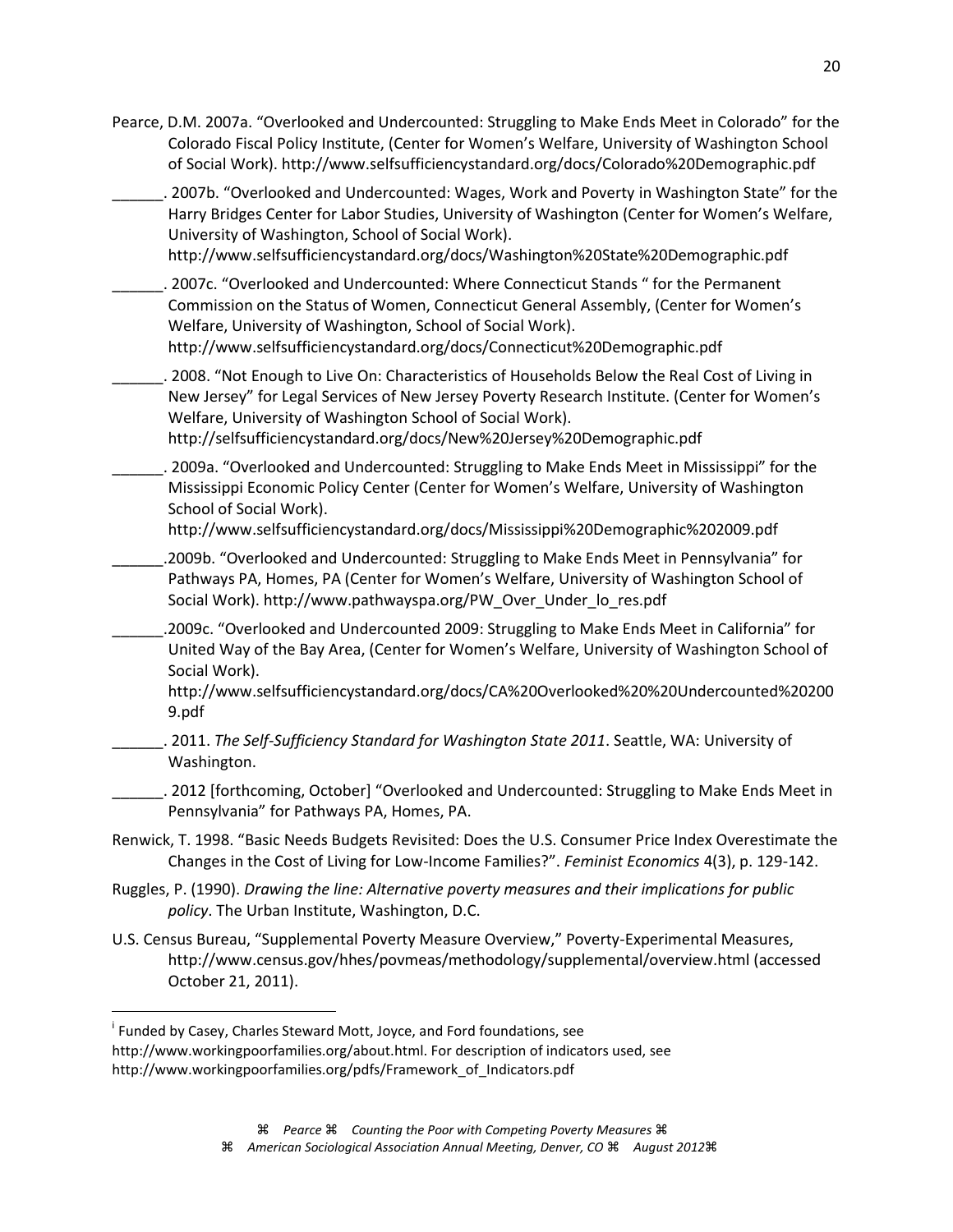Pearce, D.M. 2007a. "Overlooked and Undercounted: Struggling to Make Ends Meet in Colorado" for the Colorado Fiscal Policy Institute, (Center for Women's Welfare, University of Washington School of Social Work). http://www.selfsufficiencystandard.org/docs/Colorado%20Demographic.pdf

______. 2007b. "Overlooked and Undercounted: Wages, Work and Poverty in Washington State" for the Harry Bridges Center for Labor Studies, University of Washington (Center for Women's Welfare, University of Washington, School of Social Work). http://www.selfsufficiencystandard.org/docs/Washington%20State%20Demographic.pdf

______. 2007c. "Overlooked and Undercounted: Where Connecticut Stands " for the Permanent Commission on the Status of Women, Connecticut General Assembly, (Center for Women's Welfare, University of Washington, School of Social Work). http://www.selfsufficiencystandard.org/docs/Connecticut%20Demographic.pdf

______. 2008. "Not Enough to Live On: Characteristics of Households Below the Real Cost of Living in New Jersey" for Legal Services of New Jersey Poverty Research Institute. (Center for Women's Welfare, University of Washington School of Social Work). http://selfsufficiencystandard.org/docs/New%20Jersey%20Demographic.pdf

______. 2009a. "Overlooked and Undercounted: Struggling to Make Ends Meet in Mississippi" for the Mississippi Economic Policy Center (Center for Women's Welfare, University of Washington School of Social Work). http://www.selfsufficiencystandard.org/docs/Mississippi%20Demographic%202009.pdf

______.2009b. "Overlooked and Undercounted: Struggling to Make Ends Meet in Pennsylvania" for Pathways PA, Homes, PA (Center for Women's Welfare, University of Washington School of Social Work). http://www.pathwayspa.org/PW_Over_Under_lo_res.pdf

______.2009c. "Overlooked and Undercounted 2009: Struggling to Make Ends Meet in California" for United Way of the Bay Area, (Center for Women's Welfare, University of Washington School of Social Work). http://www.selfsufficiencystandard.org/docs/CA%20Overlooked%20%20Undercounted%202009.pdf

______. 2011. *The Self-Sufficiency Standard for Washington State 2011*. Seattle, WA: University of Washington.

______. 2012 [forthcoming, October] "Overlooked and Undercounted: Struggling to Make Ends Meet in Pennsylvania" for Pathways PA, Homes, PA.

Renwick, T. 1998. "Basic Needs Budgets Revisited: Does the U.S. Consumer Price Index Overestimate the Changes in the Cost of Living for Low-Income Families?". *Feminist Economics* 4(3), p. 129-142.

Ruggles, P. (1990). *Drawing the line: Alternative poverty measures and their implications for public policy*. The Urban Institute, Washington, D.C.

U.S. Census Bureau, "Supplemental Poverty Measure Overview," Poverty-Experimental Measures, http://www.census.gov/hhes/povmeas/methodology/supplemental/overview.html (accessed October 21, 2011).

---

[i] Funded by Casey, Charles Steward Mott, Joyce, and Ford foundations, see http://www.workingpoorfamilies.org/about.html. For description of indicators used, see http://www.workingpoorfamilies.org/pdfs/Framework_of_Indicators.pdf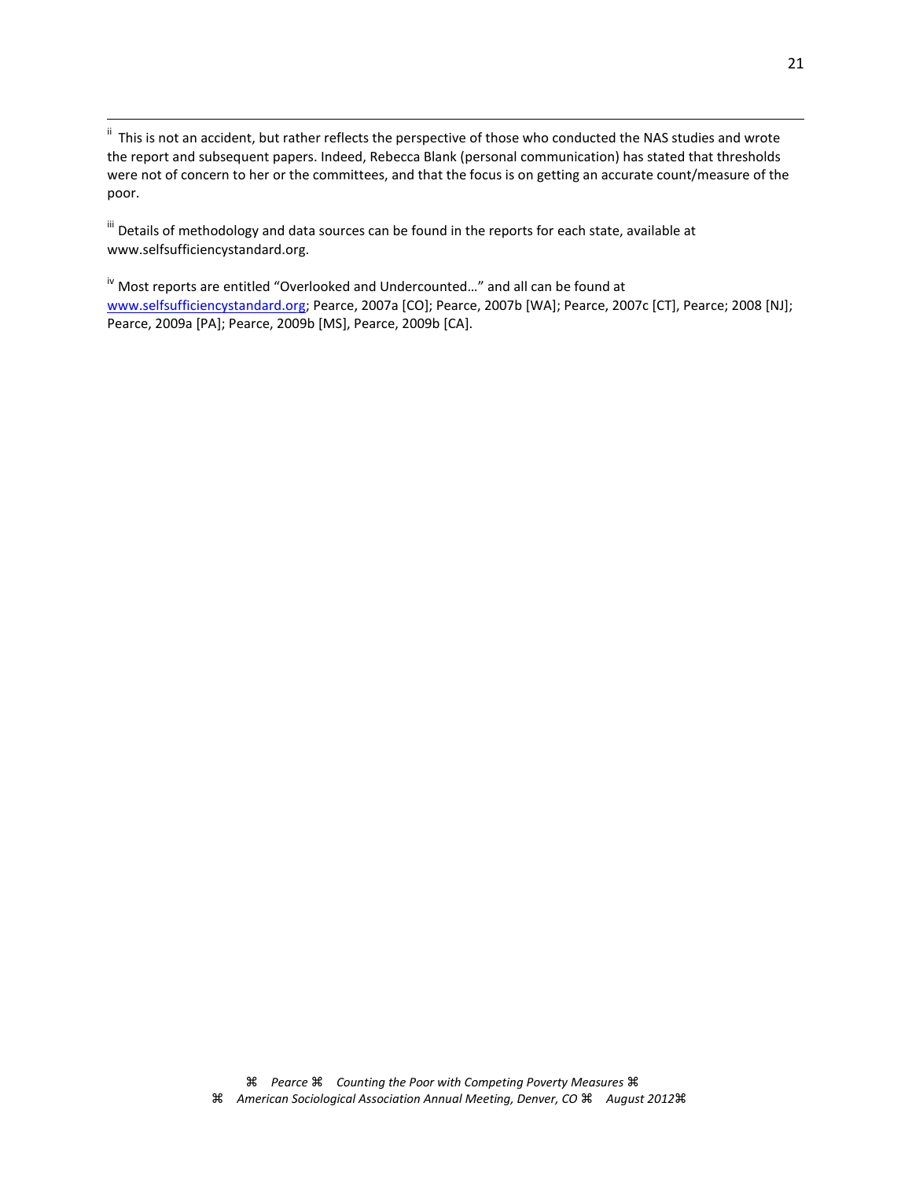[ii] This is not an accident, but rather reflects the perspective of those who conducted the NAS studies and wrote the report and subsequent papers. Indeed, Rebecca Blank (personal communication) has stated that thresholds were not of concern to her or the committees, and that the focus is on getting an accurate count/measure of the poor.

[iii] Details of methodology and data sources can be found in the reports for each state, available at www.selfsufficiencystandard.org.

[iv] Most reports are entitled "Overlooked and Undercounted…" and all can be found at www.selfsufficiencystandard.org; Pearce, 2007a [CO]; Pearce, 2007b [WA]; Pearce, 2007c [CT], Pearce; 2008 [NJ]; Pearce, 2009a [PA]; Pearce, 2009b [MS], Pearce, 2009b [CA].